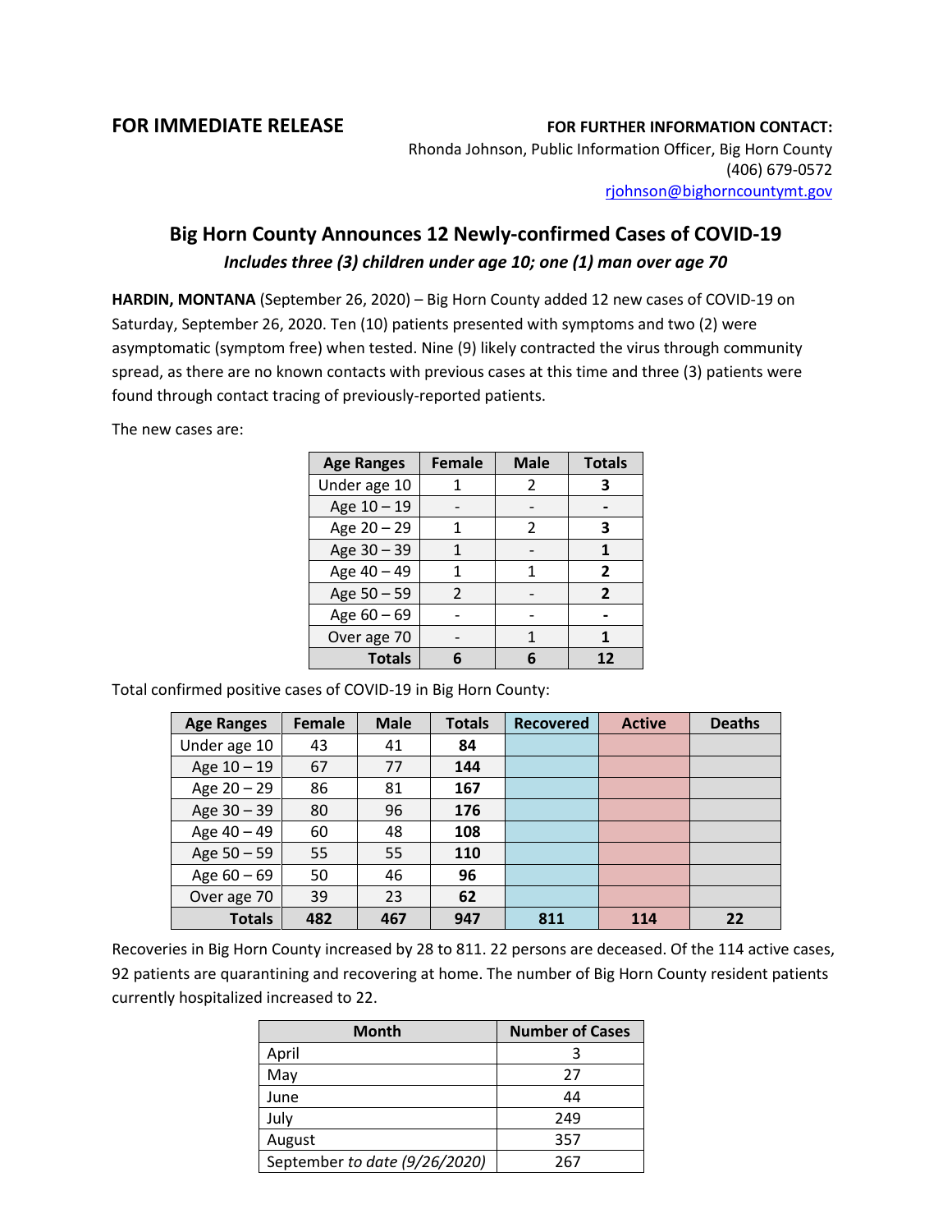**FOR IMMEDIATE RELEASE**

**FOR FURTHER INFORMATION CONTACT:**
Rhonda Johnson, Public Information Officer, Big Horn County
(406) 679-0572
rjohnson@bighorncountymt.gov

# Big Horn County Announces 12 Newly-confirmed Cases of COVID-19

***Includes three (3) children under age 10; one (1) man over age 70***

**HARDIN, MONTANA** (September 26, 2020) – Big Horn County added 12 new cases of COVID-19 on Saturday, September 26, 2020. Ten (10) patients presented with symptoms and two (2) were asymptomatic (symptom free) when tested. Nine (9) likely contracted the virus through community spread, as there are no known contacts with previous cases at this time and three (3) patients were found through contact tracing of previously-reported patients.

The new cases are:

| Age Ranges | Female | Male | Totals |
|---|---|---|---|
| Under age 10 | 1 | 2 | **3** |
| Age 10 – 19 | - | - | **-** |
| Age 20 – 29 | 1 | 2 | **3** |
| Age 30 – 39 | 1 | - | **1** |
| Age 40 – 49 | 1 | 1 | **2** |
| Age 50 – 59 | 2 | - | **2** |
| Age 60 – 69 | - | - | **-** |
| Over age 70 | - | 1 | **1** |
| **Totals** | **6** | **6** | **12** |

Total confirmed positive cases of COVID-19 in Big Horn County:

| Age Ranges | Female | Male | Totals | Recovered | Active | Deaths |
|---|---|---|---|---|---|---|
| Under age 10 | 43 | 41 | **84** | | | |
| Age 10 – 19 | 67 | 77 | **144** | | | |
| Age 20 – 29 | 86 | 81 | **167** | | | |
| Age 30 – 39 | 80 | 96 | **176** | | | |
| Age 40 – 49 | 60 | 48 | **108** | | | |
| Age 50 – 59 | 55 | 55 | **110** | | | |
| Age 60 – 69 | 50 | 46 | **96** | | | |
| Over age 70 | 39 | 23 | **62** | | | |
| **Totals** | **482** | **467** | **947** | **811** | **114** | **22** |

Recoveries in Big Horn County increased by 28 to 811. 22 persons are deceased. Of the 114 active cases, 92 patients are quarantining and recovering at home. The number of Big Horn County resident patients currently hospitalized increased to 22.

| Month | Number of Cases |
|---|---|
| April | 3 |
| May | 27 |
| June | 44 |
| July | 249 |
| August | 357 |
| September *to date (9/26/2020)* | 267 |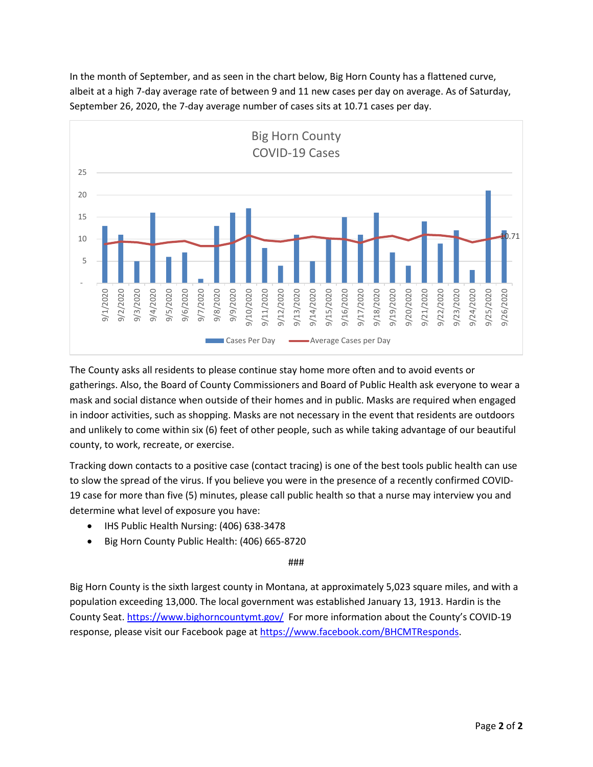In the month of September, and as seen in the chart below, Big Horn County has a flattened curve, albeit at a high 7-day average rate of between 9 and 11 new cases per day on average. As of Saturday, September 26, 2020, the 7-day average number of cases sits at 10.71 cases per day.

Big Horn County
COVID-19 Cases

25
20
15
10
5
-

9/1/2020 9/2/2020 9/3/2020 9/4/2020 9/5/2020 9/6/2020 9/7/2020 9/8/2020 9/9/2020 9/10/2020 9/11/2020 9/12/2020 9/13/2020 9/14/2020 9/15/2020 9/16/2020 9/17/2020 9/18/2020 9/19/2020 9/20/2020 9/21/2020 9/22/2020 9/23/2020 9/24/2020 9/25/2020 9/26/2020

10.71

Cases Per Day
Average Cases per Day

The County asks all residents to please continue stay home more often and to avoid events or gatherings. Also, the Board of County Commissioners and Board of Public Health ask everyone to wear a mask and social distance when outside of their homes and in public. Masks are required when engaged in indoor activities, such as shopping. Masks are not necessary in the event that residents are outdoors and unlikely to come within six (6) feet of other people, such as while taking advantage of our beautiful county, to work, recreate, or exercise.

Tracking down contacts to a positive case (contact tracing) is one of the best tools public health can use to slow the spread of the virus. If you believe you were in the presence of a recently confirmed COVID-19 case for more than five (5) minutes, please call public health so that a nurse may interview you and determine what level of exposure you have:

- IHS Public Health Nursing: (406) 638-3478
- Big Horn County Public Health: (406) 665-8720

###

Big Horn County is the sixth largest county in Montana, at approximately 5,023 square miles, and with a population exceeding 13,000. The local government was established January 13, 1913. Hardin is the County Seat. https://www.bighorncountymt.gov/ For more information about the County's COVID-19 response, please visit our Facebook page at https://www.facebook.com/BHCMTResponds.